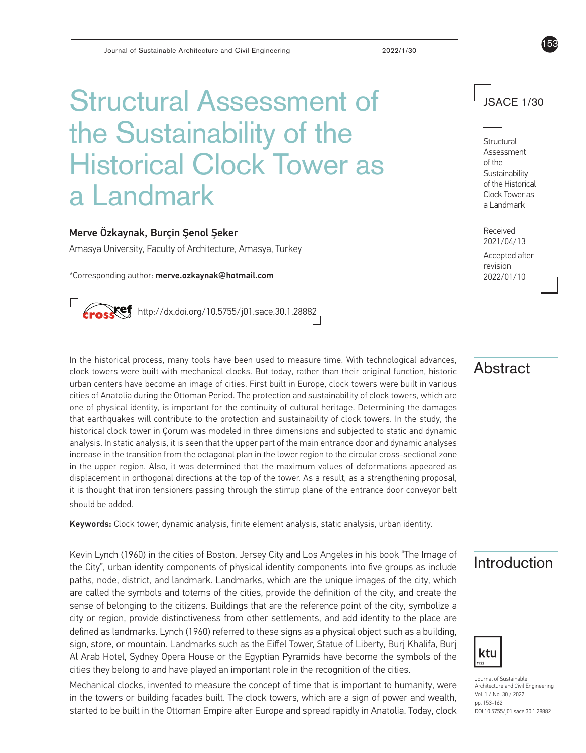# Structural Assessment of the Sustainability of the Historical Clock Tower as a Landmark

**Merve Özkaynak, Burçin Şenol Şeker**

Amasya University, Faculty of Architecture, Amasya, Turkey

*Corresponding author: **merve.ozkaynak@hotmail.com**

http://dx.doi.org/10.5755/j01.sace.30.1.28882

Received 2021/04/13

Accepted after revision 2022/01/10

## Abstract

In the historical process, many tools have been used to measure time. With technological advances, clock towers were built with mechanical clocks. But today, rather than their original function, historic urban centers have become an image of cities. First built in Europe, clock towers were built in various cities of Anatolia during the Ottoman Period. The protection and sustainability of clock towers, which are one of physical identity, is important for the continuity of cultural heritage. Determining the damages that earthquakes will contribute to the protection and sustainability of clock towers. In the study, the historical clock tower in Çorum was modeled in three dimensions and subjected to static and dynamic analysis. In static analysis, it is seen that the upper part of the main entrance door and dynamic analyses increase in the transition from the octagonal plan in the lower region to the circular cross-sectional zone in the upper region. Also, it was determined that the maximum values of deformations appeared as displacement in orthogonal directions at the top of the tower. As a result, as a strengthening proposal, it is thought that iron tensioners passing through the stirrup plane of the entrance door conveyor belt should be added.

**Keywords:** Clock tower, dynamic analysis, finite element analysis, static analysis, urban identity.

## Introduction

Kevin Lynch (1960) in the cities of Boston, Jersey City and Los Angeles in his book "The Image of the City", urban identity components of physical identity components into five groups as include paths, node, district, and landmark. Landmarks, which are the unique images of the city, which are called the symbols and totems of the cities, provide the definition of the city, and create the sense of belonging to the citizens. Buildings that are the reference point of the city, symbolize a city or region, provide distinctiveness from other settlements, and add identity to the place are defined as landmarks. Lynch (1960) referred to these signs as a physical object such as a building, sign, store, or mountain. Landmarks such as the Eiffel Tower, Statue of Liberty, Burj Khalifa, Burj Al Arab Hotel, Sydney Opera House or the Egyptian Pyramids have become the symbols of the cities they belong to and have played an important role in the recognition of the cities.

Mechanical clocks, invented to measure the concept of time that is important to humanity, were in the towers or building facades built. The clock towers, which are a sign of power and wealth, started to be built in the Ottoman Empire after Europe and spread rapidly in Anatolia. Today, clock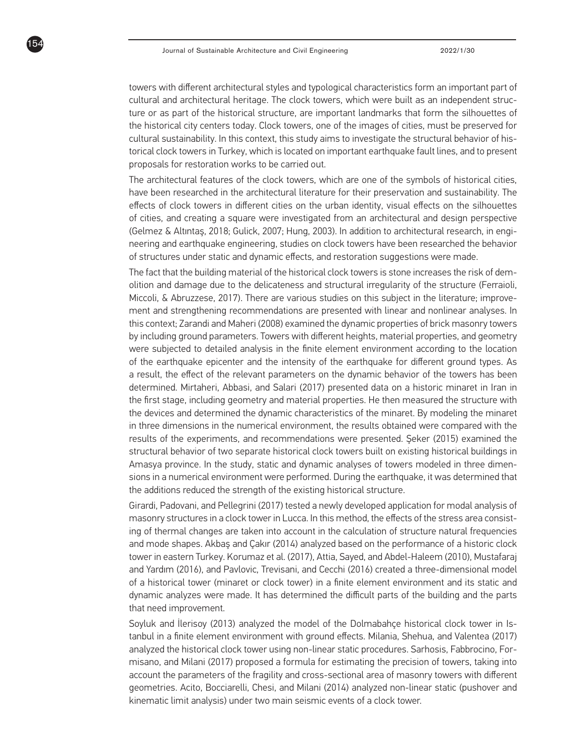towers with different architectural styles and typological characteristics form an important part of cultural and architectural heritage. The clock towers, which were built as an independent structure or as part of the historical structure, are important landmarks that form the silhouettes of the historical city centers today. Clock towers, one of the images of cities, must be preserved for cultural sustainability. In this context, this study aims to investigate the structural behavior of historical clock towers in Turkey, which is located on important earthquake fault lines, and to present proposals for restoration works to be carried out.

The architectural features of the clock towers, which are one of the symbols of historical cities, have been researched in the architectural literature for their preservation and sustainability. The effects of clock towers in different cities on the urban identity, visual effects on the silhouettes of cities, and creating a square were investigated from an architectural and design perspective (Gelmez & Altıntaş, 2018; Gulick, 2007; Hung, 2003). In addition to architectural research, in engineering and earthquake engineering, studies on clock towers have been researched the behavior of structures under static and dynamic effects, and restoration suggestions were made.

The fact that the building material of the historical clock towers is stone increases the risk of demolition and damage due to the delicateness and structural irregularity of the structure (Ferraioli, Miccoli, & Abruzzese, 2017). There are various studies on this subject in the literature; improvement and strengthening recommendations are presented with linear and nonlinear analyses. In this context; Zarandi and Maheri (2008) examined the dynamic properties of brick masonry towers by including ground parameters. Towers with different heights, material properties, and geometry were subjected to detailed analysis in the finite element environment according to the location of the earthquake epicenter and the intensity of the earthquake for different ground types. As a result, the effect of the relevant parameters on the dynamic behavior of the towers has been determined. Mirtaheri, Abbasi, and Salari (2017) presented data on a historic minaret in Iran in the first stage, including geometry and material properties. He then measured the structure with the devices and determined the dynamic characteristics of the minaret. By modeling the minaret in three dimensions in the numerical environment, the results obtained were compared with the results of the experiments, and recommendations were presented. Şeker (2015) examined the structural behavior of two separate historical clock towers built on existing historical buildings in Amasya province. In the study, static and dynamic analyses of towers modeled in three dimensions in a numerical environment were performed. During the earthquake, it was determined that the additions reduced the strength of the existing historical structure.

Girardi, Padovani, and Pellegrini (2017) tested a newly developed application for modal analysis of masonry structures in a clock tower in Lucca. In this method, the effects of the stress area consisting of thermal changes are taken into account in the calculation of structure natural frequencies and mode shapes. Akbaş and Çakır (2014) analyzed based on the performance of a historic clock tower in eastern Turkey. Korumaz et al. (2017), Attia, Sayed, and Abdel-Haleem (2010), Mustafaraj and Yardım (2016), and Pavlovic, Trevisani, and Cecchi (2016) created a three-dimensional model of a historical tower (minaret or clock tower) in a finite element environment and its static and dynamic analyzes were made. It has determined the difficult parts of the building and the parts that need improvement.

Soyluk and İlerisoy (2013) analyzed the model of the Dolmabahçe historical clock tower in Istanbul in a finite element environment with ground effects. Milania, Shehua, and Valentea (2017) analyzed the historical clock tower using non-linear static procedures. Sarhosis, Fabbrocino, Formisano, and Milani (2017) proposed a formula for estimating the precision of towers, taking into account the parameters of the fragility and cross-sectional area of masonry towers with different geometries. Acito, Bocciarelli, Chesi, and Milani (2014) analyzed non-linear static (pushover and kinematic limit analysis) under two main seismic events of a clock tower.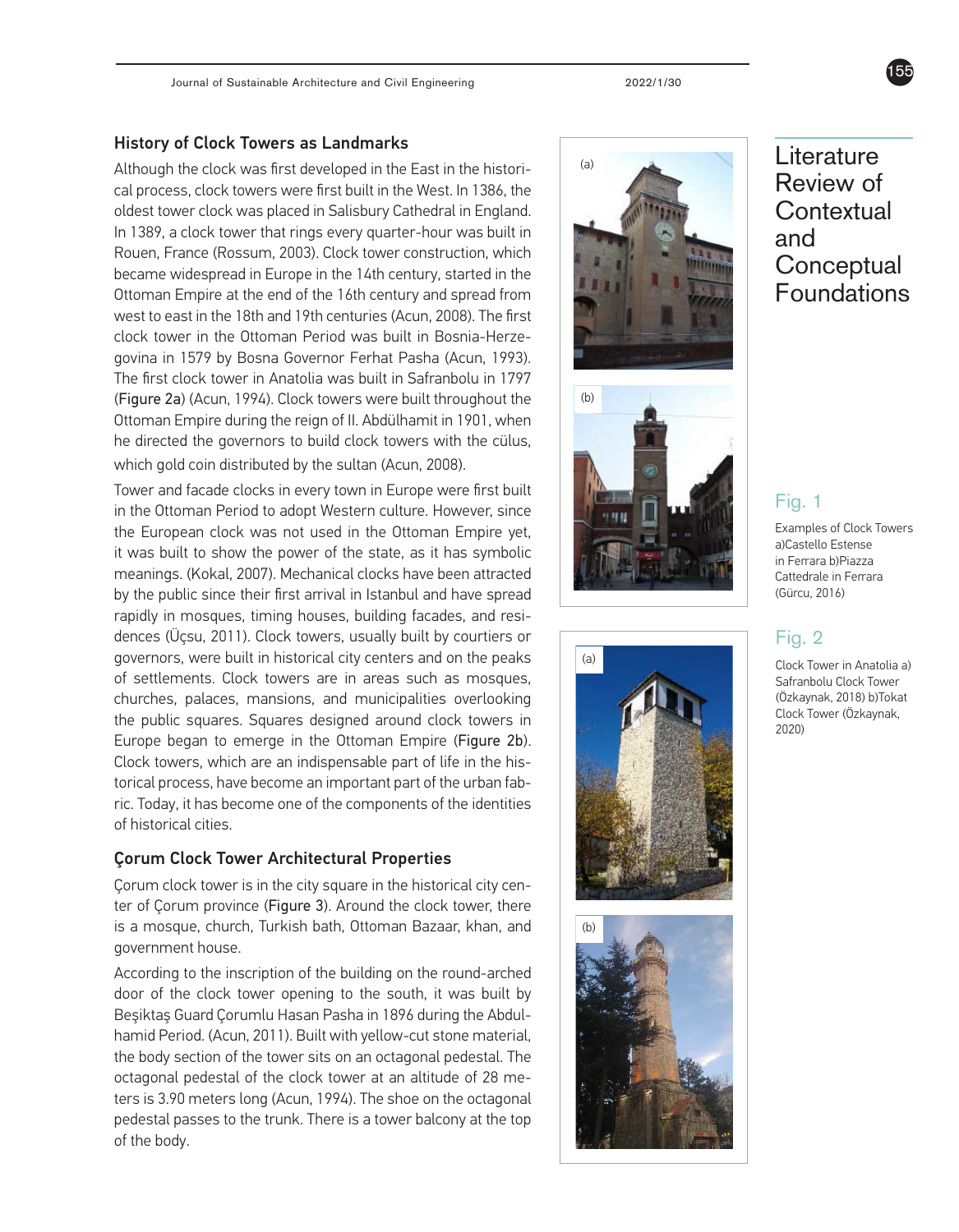## History of Clock Towers as Landmarks

Although the clock was first developed in the East in the historical process, clock towers were first built in the West. In 1386, the oldest tower clock was placed in Salisbury Cathedral in England. In 1389, a clock tower that rings every quarter-hour was built in Rouen, France (Rossum, 2003). Clock tower construction, which became widespread in Europe in the 14th century, started in the Ottoman Empire at the end of the 16th century and spread from west to east in the 18th and 19th centuries (Acun, 2008). The first clock tower in the Ottoman Period was built in Bosnia-Herzegovina in 1579 by Bosna Governor Ferhat Pasha (Acun, 1993). The first clock tower in Anatolia was built in Safranbolu in 1797 (Figure 2a) (Acun, 1994). Clock towers were built throughout the Ottoman Empire during the reign of II. Abdülhamit in 1901, when he directed the governors to build clock towers with the cülus, which gold coin distributed by the sultan (Acun, 2008).

Tower and facade clocks in every town in Europe were first built in the Ottoman Period to adopt Western culture. However, since the European clock was not used in the Ottoman Empire yet, it was built to show the power of the state, as it has symbolic meanings. (Kokal, 2007). Mechanical clocks have been attracted by the public since their first arrival in Istanbul and have spread rapidly in mosques, timing houses, building facades, and residences (Üçsu, 2011). Clock towers, usually built by courtiers or governors, were built in historical city centers and on the peaks of settlements. Clock towers are in areas such as mosques, churches, palaces, mansions, and municipalities overlooking the public squares. Squares designed around clock towers in Europe began to emerge in the Ottoman Empire (Figure 2b). Clock towers, which are an indispensable part of life in the historical process, have become an important part of the urban fabric. Today, it has become one of the components of the identities of historical cities.

## Çorum Clock Tower Architectural Properties

Çorum clock tower is in the city square in the historical city center of Çorum province (Figure 3). Around the clock tower, there is a mosque, church, Turkish bath, Ottoman Bazaar, khan, and government house.

According to the inscription of the building on the round-arched door of the clock tower opening to the south, it was built by Beşiktaş Guard Çorumlu Hasan Pasha in 1896 during the Abdulhamid Period. (Acun, 2011). Built with yellow-cut stone material, the body section of the tower sits on an octagonal pedestal. The octagonal pedestal of the clock tower at an altitude of 28 meters is 3.90 meters long (Acun, 1994). The shoe on the octagonal pedestal passes to the trunk. There is a tower balcony at the top of the body.

**Fig. 1**

Examples of Clock Towers a)Castello Estense in Ferrara b)Piazza Cattedrale in Ferrara (Gürcu, 2016)

**Fig. 2**

Clock Tower in Anatolia a) Safranbolu Clock Tower (Özkaynak, 2018) b)Tokat Clock Tower (Özkaynak, 2020)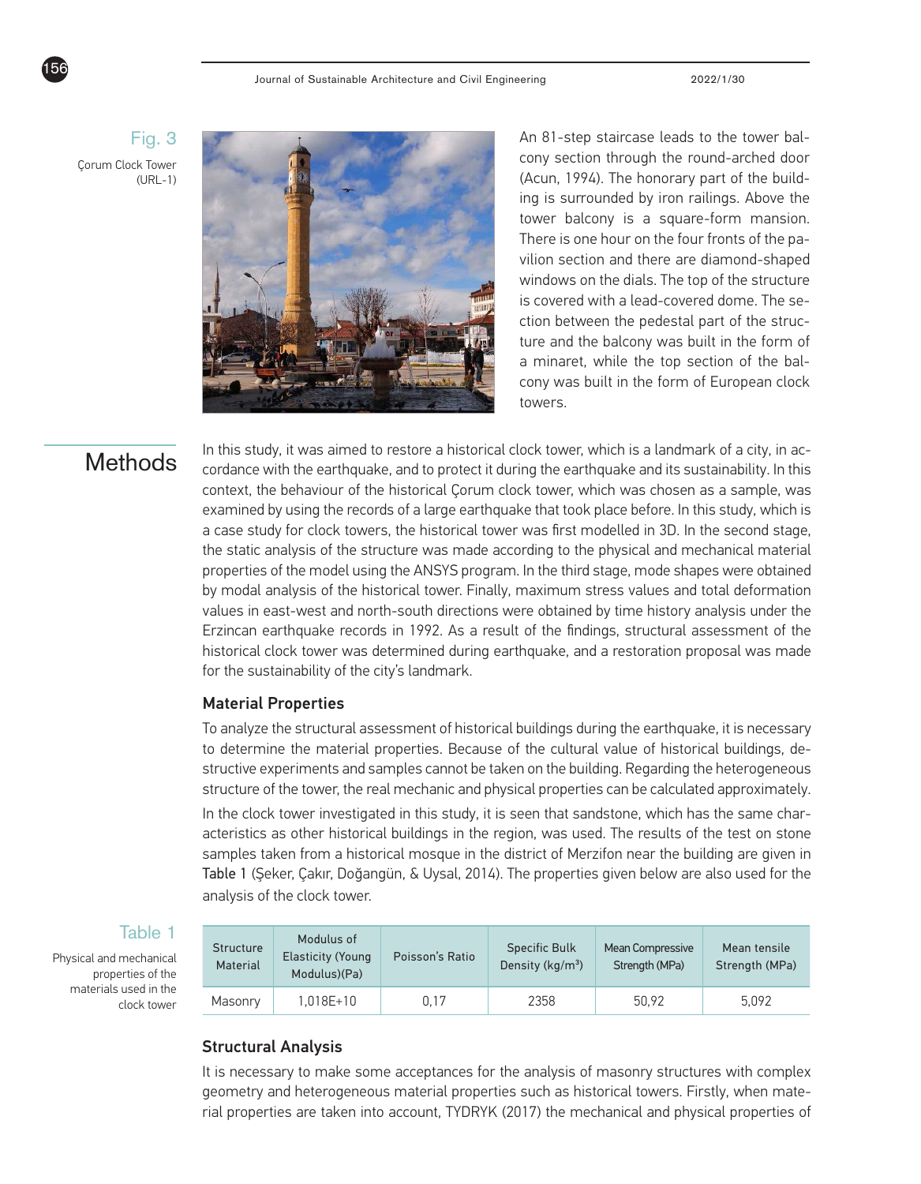Fig. 3

Çorum Clock Tower (URL-1)

An 81-step staircase leads to the tower balcony section through the round-arched door (Acun, 1994). The honorary part of the building is surrounded by iron railings. Above the tower balcony is a square-form mansion. There is one hour on the four fronts of the pavilion section and there are diamond-shaped windows on the dials. The top of the structure is covered with a lead-covered dome. The section between the pedestal part of the structure and the balcony was built in the form of a minaret, while the top section of the balcony was built in the form of European clock towers.

## Methods

In this study, it was aimed to restore a historical clock tower, which is a landmark of a city, in accordance with the earthquake, and to protect it during the earthquake and its sustainability. In this context, the behaviour of the historical Çorum clock tower, which was chosen as a sample, was examined by using the records of a large earthquake that took place before. In this study, which is a case study for clock towers, the historical tower was first modelled in 3D. In the second stage, the static analysis of the structure was made according to the physical and mechanical material properties of the model using the ANSYS program. In the third stage, mode shapes were obtained by modal analysis of the historical tower. Finally, maximum stress values and total deformation values in east-west and north-south directions were obtained by time history analysis under the Erzincan earthquake records in 1992. As a result of the findings, structural assessment of the historical clock tower was determined during earthquake, and a restoration proposal was made for the sustainability of the city's landmark.

### Material Properties

To analyze the structural assessment of historical buildings during the earthquake, it is necessary to determine the material properties. Because of the cultural value of historical buildings, destructive experiments and samples cannot be taken on the building. Regarding the heterogeneous structure of the tower, the real mechanic and physical properties can be calculated approximately.

In the clock tower investigated in this study, it is seen that sandstone, which has the same characteristics as other historical buildings in the region, was used. The results of the test on stone samples taken from a historical mosque in the district of Merzifon near the building are given in Table 1 (Şeker, Çakır, Doğangün, & Uysal, 2014). The properties given below are also used for the analysis of the clock tower.

Table 1

Physical and mechanical properties of the materials used in the clock tower

| Structure Material | Modulus of Elasticity (Young Modulus)(Pa) | Poisson's Ratio | Specific Bulk Density (kg/m³) | Mean Compressive Strength (MPa) | Mean tensile Strength (MPa) |
|---|---|---|---|---|---|
| Masonry | 1,018E+10 | 0,17 | 2358 | 50,92 | 5,092 |

### Structural Analysis

It is necessary to make some acceptances for the analysis of masonry structures with complex geometry and heterogeneous material properties such as historical towers. Firstly, when material properties are taken into account, TYDRYK (2017) the mechanical and physical properties of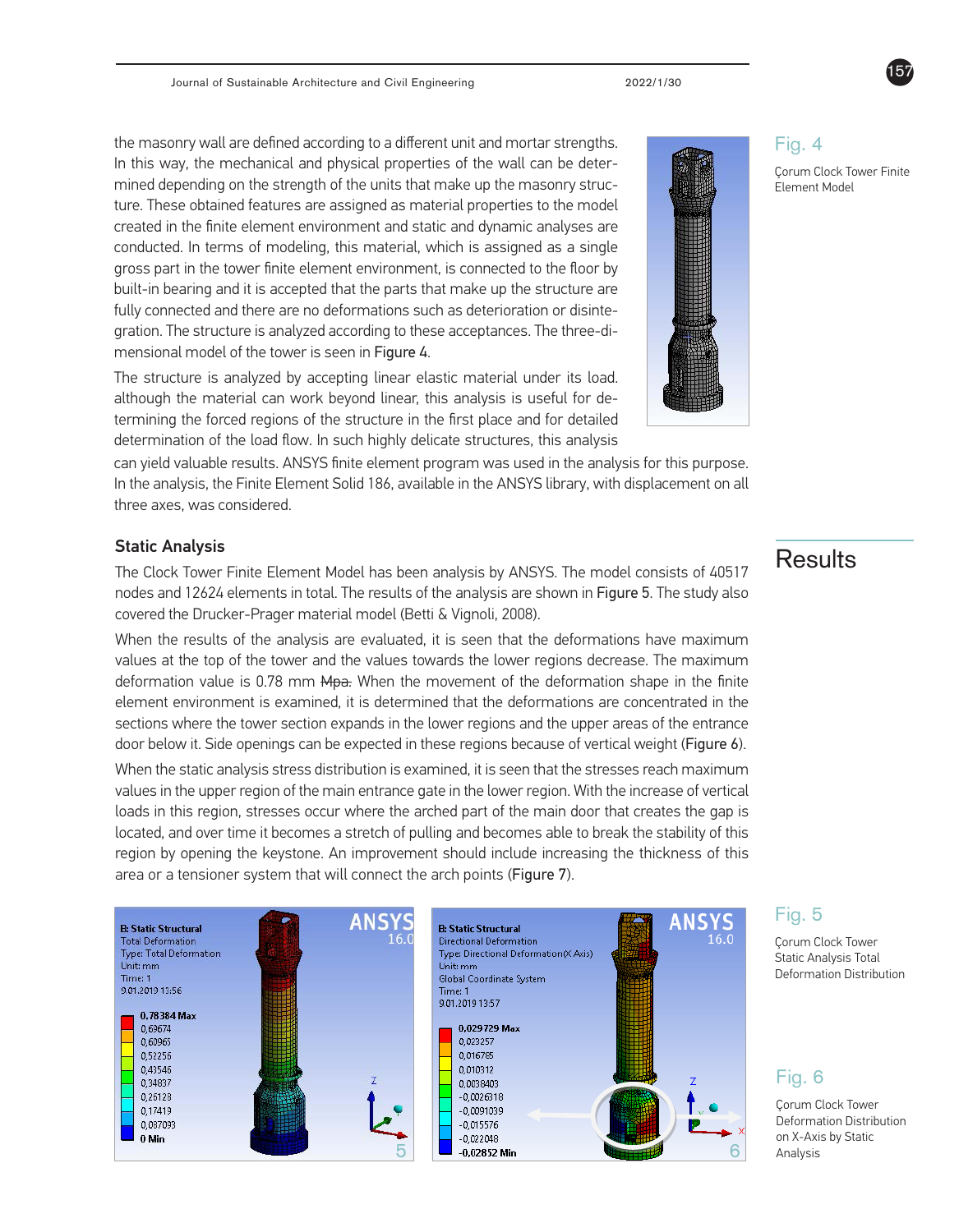the masonry wall are defined according to a different unit and mortar strengths. In this way, the mechanical and physical properties of the wall can be determined depending on the strength of the units that make up the masonry structure. These obtained features are assigned as material properties to the model created in the finite element environment and static and dynamic analyses are conducted. In terms of modeling, this material, which is assigned as a single gross part in the tower finite element environment, is connected to the floor by built-in bearing and it is accepted that the parts that make up the structure are fully connected and there are no deformations such as deterioration or disintegration. The structure is analyzed according to these acceptances. The three-dimensional model of the tower is seen in Figure 4.

Fig. 4

Çorum Clock Tower Finite Element Model

The structure is analyzed by accepting linear elastic material under its load. although the material can work beyond linear, this analysis is useful for determining the forced regions of the structure in the first place and for detailed determination of the load flow. In such highly delicate structures, this analysis can yield valuable results. ANSYS finite element program was used in the analysis for this purpose. In the analysis, the Finite Element Solid 186, available in the ANSYS library, with displacement on all three axes, was considered.

## Results

### Static Analysis

The Clock Tower Finite Element Model has been analysis by ANSYS. The model consists of 40517 nodes and 12624 elements in total. The results of the analysis are shown in Figure 5. The study also covered the Drucker-Prager material model (Betti & Vignoli, 2008).

When the results of the analysis are evaluated, it is seen that the deformations have maximum values at the top of the tower and the values towards the lower regions decrease. The maximum deformation value is 0.78 mm ~~Mpa.~~ When the movement of the deformation shape in the finite element environment is examined, it is determined that the deformations are concentrated in the sections where the tower section expands in the lower regions and the upper areas of the entrance door below it. Side openings can be expected in these regions because of vertical weight (Figure 6).

When the static analysis stress distribution is examined, it is seen that the stresses reach maximum values in the upper region of the main entrance gate in the lower region. With the increase of vertical loads in this region, stresses occur where the arched part of the main door that creates the gap is located, and over time it becomes a stretch of pulling and becomes able to break the stability of this region by opening the keystone. An improvement should include increasing the thickness of this area or a tensioner system that will connect the arch points (Figure 7).

Fig. 5

Çorum Clock Tower Static Analysis Total Deformation Distribution

Fig. 6

Çorum Clock Tower Deformation Distribution on X-Axis by Static Analysis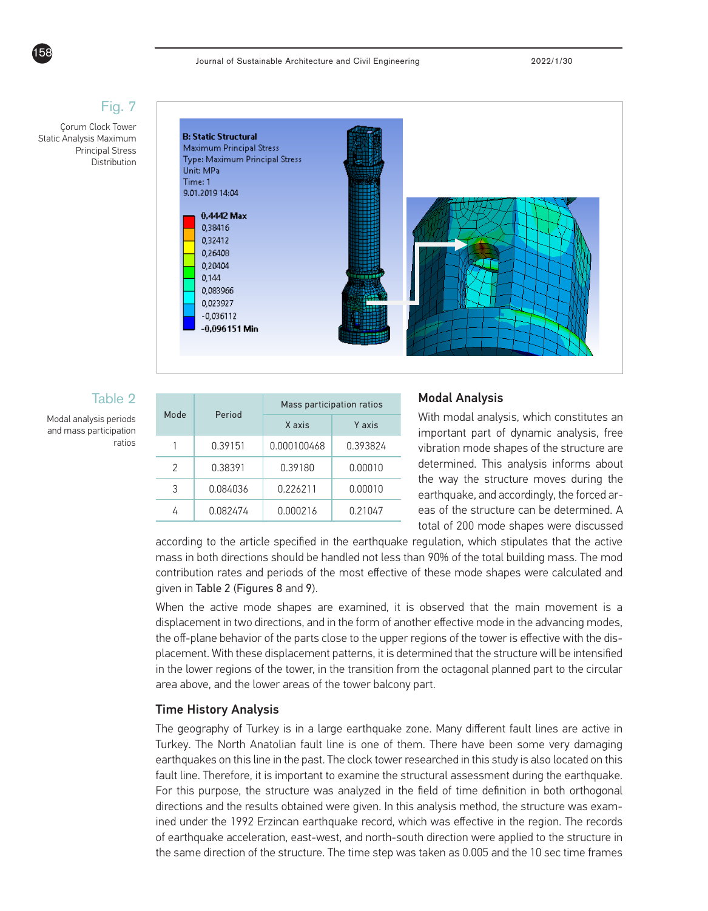Fig. 7

Çorum Clock Tower Static Analysis Maximum Principal Stress Distribution

Table 2

Modal analysis periods and mass participation ratios

| Mode | Period | Mass participation ratios | |
|---|---|---|---|
| | | X axis | Y axis |
| 1 | 0.39151 | 0.000100468 | 0.393824 |
| 2 | 0.38391 | 0.39180 | 0.00010 |
| 3 | 0.084036 | 0.226211 | 0.00010 |
| 4 | 0.082474 | 0.000216 | 0.21047 |

### Modal Analysis

With modal analysis, which constitutes an important part of dynamic analysis, free vibration mode shapes of the structure are determined. This analysis informs about the way the structure moves during the earthquake, and accordingly, the forced areas of the structure can be determined. A total of 200 mode shapes were discussed according to the article specified in the earthquake regulation, which stipulates that the active mass in both directions should be handled not less than 90% of the total building mass. The mod contribution rates and periods of the most effective of these mode shapes were calculated and given in Table 2 (Figures 8 and 9).

When the active mode shapes are examined, it is observed that the main movement is a displacement in two directions, and in the form of another effective mode in the advancing modes, the off-plane behavior of the parts close to the upper regions of the tower is effective with the displacement. With these displacement patterns, it is determined that the structure will be intensified in the lower regions of the tower, in the transition from the octagonal planned part to the circular area above, and the lower areas of the tower balcony part.

### Time History Analysis

The geography of Turkey is in a large earthquake zone. Many different fault lines are active in Turkey. The North Anatolian fault line is one of them. There have been some very damaging earthquakes on this line in the past. The clock tower researched in this study is also located on this fault line. Therefore, it is important to examine the structural assessment during the earthquake. For this purpose, the structure was analyzed in the field of time definition in both orthogonal directions and the results obtained were given. In this analysis method, the structure was examined under the 1992 Erzincan earthquake record, which was effective in the region. The records of earthquake acceleration, east-west, and north-south direction were applied to the structure in the same direction of the structure. The time step was taken as 0.005 and the 10 sec time frames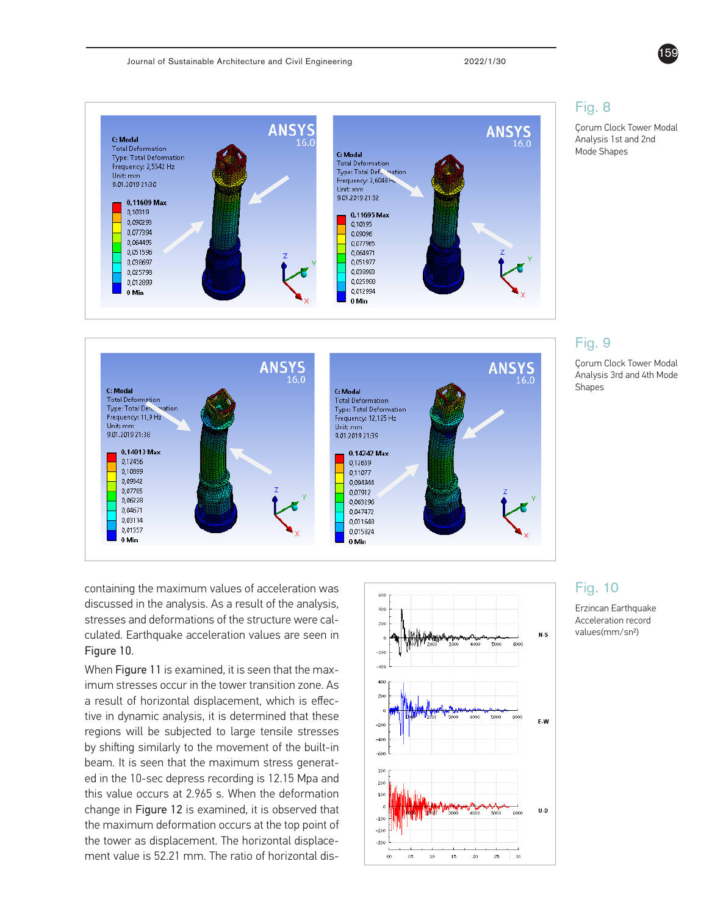Fig. 8

Çorum Clock Tower Modal Analysis 1st and 2nd Mode Shapes

Fig. 9

Çorum Clock Tower Modal Analysis 3rd and 4th Mode Shapes

containing the maximum values of acceleration was discussed in the analysis. As a result of the analysis, stresses and deformations of the structure were calculated. Earthquake acceleration values are seen in Figure 10.

When Figure 11 is examined, it is seen that the maximum stresses occur in the tower transition zone. As a result of horizontal displacement, which is effective in dynamic analysis, it is determined that these regions will be subjected to large tensile stresses by shifting similarly to the movement of the built-in beam. It is seen that the maximum stress generated in the 10-sec depress recording is 12.15 Mpa and this value occurs at 2.965 s. When the deformation change in Figure 12 is examined, it is observed that the maximum deformation occurs at the top point of the tower as displacement. The horizontal displacement value is 52.21 mm. The ratio of horizontal dis-

Fig. 10

Erzincan Earthquake Acceleration record values(mm/sn²)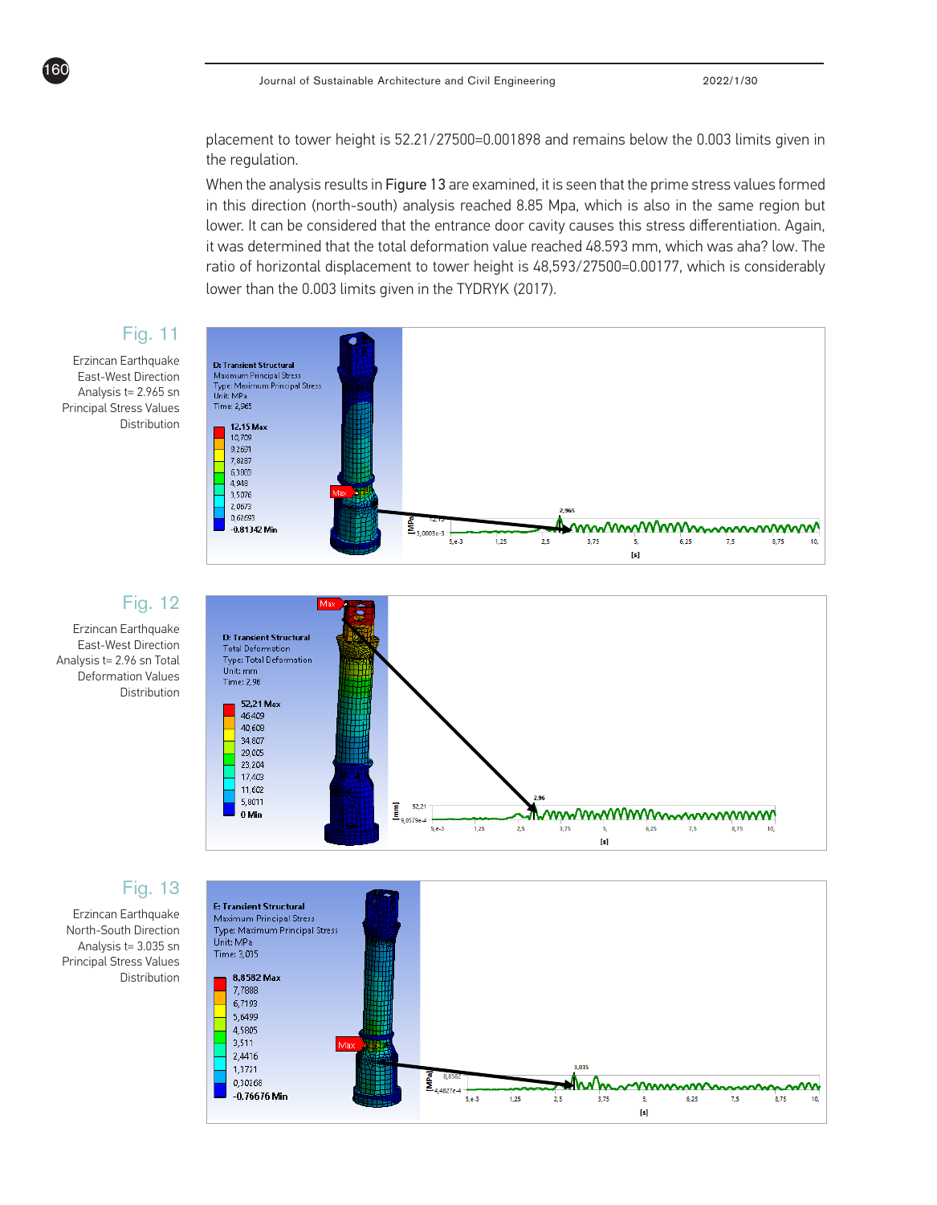placement to tower height is 52.21/27500=0.001898 and remains below the 0.003 limits given in the regulation.

When the analysis results in Figure 13 are examined, it is seen that the prime stress values formed in this direction (north-south) analysis reached 8.85 Mpa, which is also in the same region but lower. It can be considered that the entrance door cavity causes this stress differentiation. Again, it was determined that the total deformation value reached 48.593 mm, which was aha? low. The ratio of horizontal displacement to tower height is 48,593/27500=0.00177, which is considerably lower than the 0.003 limits given in the TYDRYK (2017).

**Fig. 11**

Erzincan Earthquake East-West Direction Analysis t= 2.965 sn Principal Stress Values Distribution

**Fig. 12**

Erzincan Earthquake East-West Direction Analysis t= 2.96 sn Total Deformation Values Distribution

**Fig. 13**

Erzincan Earthquake North-South Direction Analysis t= 3.035 sn Principal Stress Values Distribution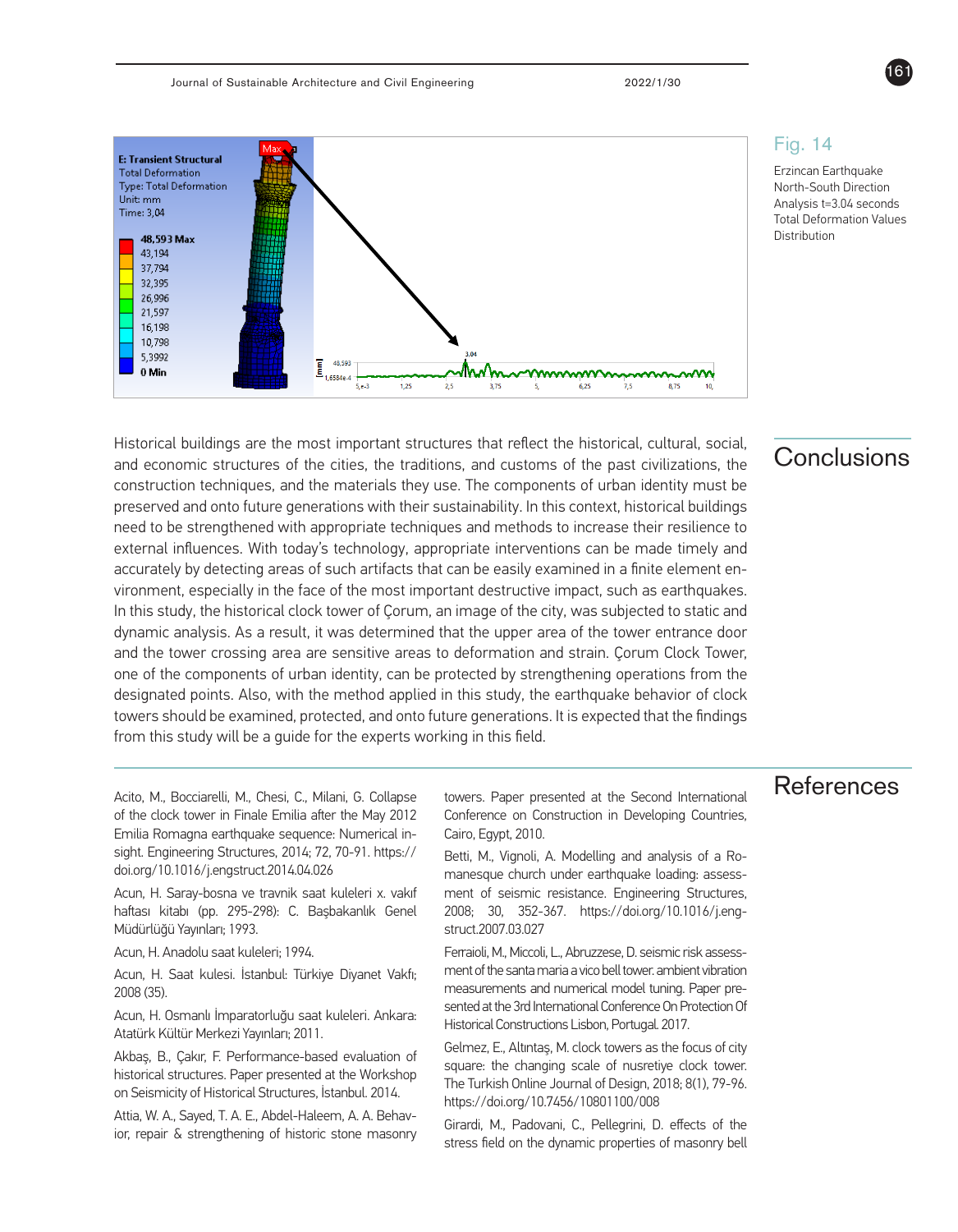Fig. 14

Erzincan Earthquake North-South Direction Analysis t=3.04 seconds Total Deformation Values Distribution

## Conclusions

Historical buildings are the most important structures that reflect the historical, cultural, social, and economic structures of the cities, the traditions, and customs of the past civilizations, the construction techniques, and the materials they use. The components of urban identity must be preserved and onto future generations with their sustainability. In this context, historical buildings need to be strengthened with appropriate techniques and methods to increase their resilience to external influences. With today's technology, appropriate interventions can be made timely and accurately by detecting areas of such artifacts that can be easily examined in a finite element environment, especially in the face of the most important destructive impact, such as earthquakes. In this study, the historical clock tower of Çorum, an image of the city, was subjected to static and dynamic analysis. As a result, it was determined that the upper area of the tower entrance door and the tower crossing area are sensitive areas to deformation and strain. Çorum Clock Tower, one of the components of urban identity, can be protected by strengthening operations from the designated points. Also, with the method applied in this study, the earthquake behavior of clock towers should be examined, protected, and onto future generations. It is expected that the findings from this study will be a guide for the experts working in this field.

## References

Acito, M., Bocciarelli, M., Chesi, C., Milani, G. Collapse of the clock tower in Finale Emilia after the May 2012 Emilia Romagna earthquake sequence: Numerical insight. Engineering Structures, 2014; 72, 70-91. https://doi.org/10.1016/j.engstruct.2014.04.026

Acun, H. Saray-bosna ve travnik saat kuleleri x. vakıf haftası kitabı (pp. 295-298): C. Başbakanlık Genel Müdürlüğü Yayınları; 1993.

Acun, H. Anadolu saat kuleleri; 1994.

Acun, H. Saat kulesi. İstanbul: Türkiye Diyanet Vakfı; 2008 (35).

Acun, H. Osmanlı İmparatorluğu saat kuleleri. Ankara: Atatürk Kültür Merkezi Yayınları; 2011.

Akbaş, B., Çakır, F. Performance-based evaluation of historical structures. Paper presented at the Workshop on Seismicity of Historical Structures, İstanbul. 2014.

Attia, W. A., Sayed, T. A. E., Abdel-Haleem, A. A. Behavior, repair & strengthening of historic stone masonry towers. Paper presented at the Second International Conference on Construction in Developing Countries, Cairo, Egypt, 2010.

Betti, M., Vignoli, A. Modelling and analysis of a Romanesque church under earthquake loading: assessment of seismic resistance. Engineering Structures, 2008; 30, 352-367. https://doi.org/10.1016/j.engstruct.2007.03.027

Ferraioli, M., Miccoli, L., Abruzzese, D. seismic risk assessment of the santa maria a vico bell tower. ambient vibration measurements and numerical model tuning. Paper presented at the 3rd International Conference On Protection Of Historical Constructions Lisbon, Portugal. 2017.

Gelmez, E., Altıntaş, M. clock towers as the focus of city square: the changing scale of nusretiye clock tower. The Turkish Online Journal of Design, 2018; 8(1), 79-96. https://doi.org/10.7456/10801100/008

Girardi, M., Padovani, C., Pellegrini, D. effects of the stress field on the dynamic properties of masonry bell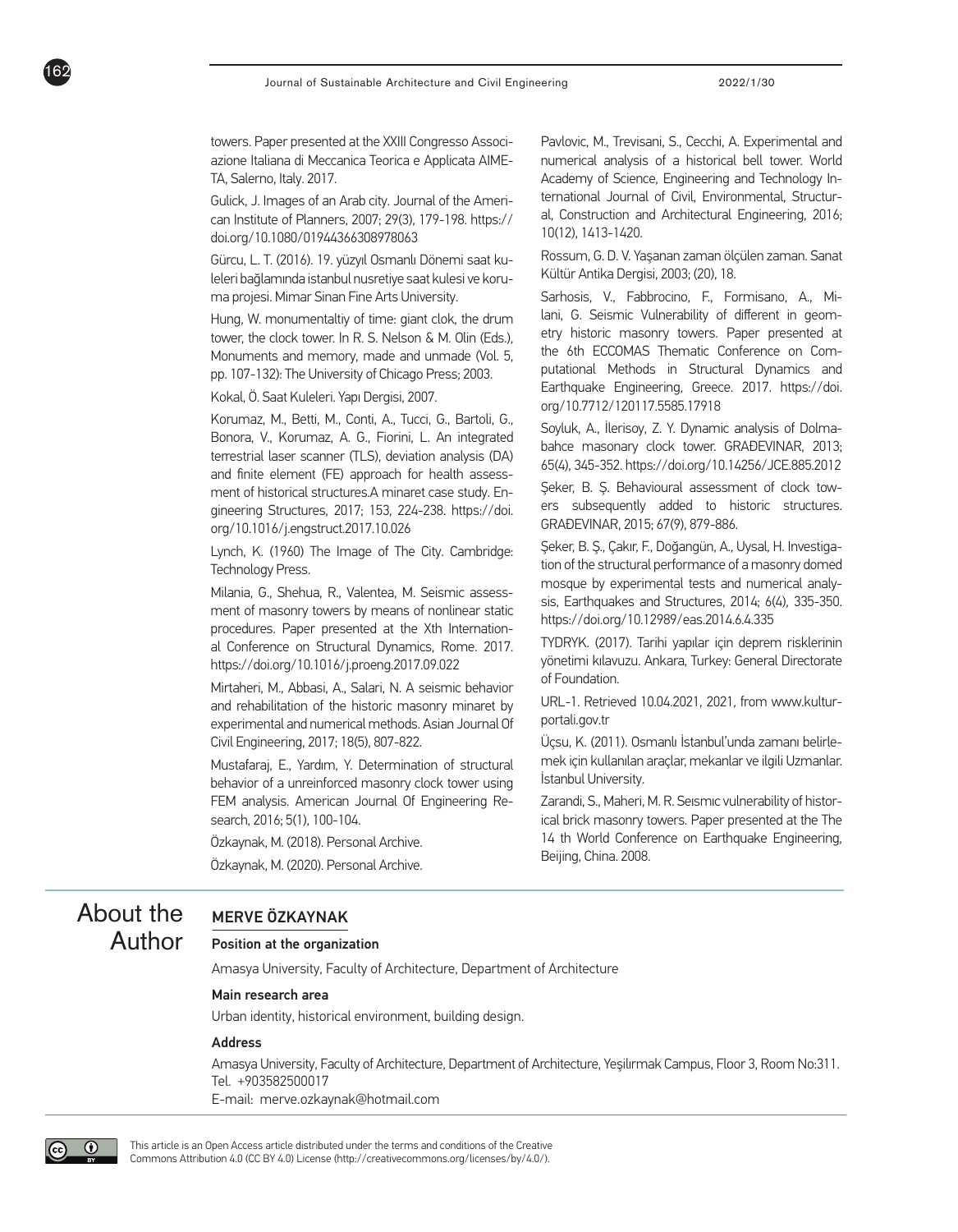towers. Paper presented at the XXIII Congresso Associazione Italiana di Meccanica Teorica e Applicata AIMETA, Salerno, Italy. 2017.

Gulick, J. Images of an Arab city. Journal of the American Institute of Planners, 2007; 29(3), 179-198. https://doi.org/10.1080/01944366308978063

Gürcu, L. T. (2016). 19. yüzyıl Osmanlı Dönemi saat kuleleri bağlamında istanbul nusretiye saat kulesi ve koruma projesi. Mimar Sinan Fine Arts University.

Hung, W. monumentaltiy of time: giant clok, the drum tower, the clock tower. In R. S. Nelson & M. Olin (Eds.), Monuments and memory, made and unmade (Vol. 5, pp. 107-132): The University of Chicago Press; 2003.

Kokal, Ö. Saat Kuleleri. Yapı Dergisi, 2007.

Korumaz, M., Betti, M., Conti, A., Tucci, G., Bartoli, G., Bonora, V., Korumaz, A. G., Fiorini, L. An integrated terrestrial laser scanner (TLS), deviation analysis (DA) and finite element (FE) approach for health assessment of historical structures.A minaret case study. Engineering Structures, 2017; 153, 224-238. https://doi.org/10.1016/j.engstruct.2017.10.026

Lynch, K. (1960) The Image of The City. Cambridge: Technology Press.

Milania, G., Shehua, R., Valentea, M. Seismic assessment of masonry towers by means of nonlinear static procedures. Paper presented at the Xth International Conference on Structural Dynamics, Rome. 2017. https://doi.org/10.1016/j.proeng.2017.09.022

Mirtaheri, M., Abbasi, A., Salari, N. A seismic behavior and rehabilitation of the historic masonry minaret by experimental and numerical methods. Asian Journal Of Civil Engineering, 2017; 18(5), 807-822.

Mustafaraj, E., Yardım, Y. Determination of structural behavior of a unreinforced masonry clock tower using FEM analysis. American Journal Of Engineering Research, 2016; 5(1), 100-104.

Özkaynak, M. (2018). Personal Archive.

Özkaynak, M. (2020). Personal Archive.

Pavlovic, M., Trevisani, S., Cecchi, A. Experimental and numerical analysis of a historical bell tower. World Academy of Science, Engineering and Technology International Journal of Civil, Environmental, Structural, Construction and Architectural Engineering, 2016; 10(12), 1413-1420.

Rossum, G. D. V. Yaşanan zaman ölçülen zaman. Sanat Kültür Antika Dergisi, 2003; (20), 18.

Sarhosis, V., Fabbrocino, F., Formisano, A., Milani, G. Seismic Vulnerability of different in geometry historic masonry towers. Paper presented at the 6th ECCOMAS Thematic Conference on Computational Methods in Structural Dynamics and Earthquake Engineering, Greece. 2017. https://doi.org/10.7712/120117.5585.17918

Soyluk, A., İlerisoy, Z. Y. Dynamic analysis of Dolmabahce masonary clock tower. GRAĐEVINAR, 2013; 65(4), 345-352. https://doi.org/10.14256/JCE.885.2012

Şeker, B. Ş. Behavioural assessment of clock towers subsequently added to historic structures. GRAĐEVINAR, 2015; 67(9), 879-886.

Şeker, B. Ş., Çakır, F., Doğangün, A., Uysal, H. Investigation of the structural performance of a masonry domed mosque by experimental tests and numerical analysis, Earthquakes and Structures, 2014; 6(4), 335-350. https://doi.org/10.12989/eas.2014.6.4.335

TYDRYK. (2017). Tarihi yapılar için deprem risklerinin yönetimi kılavuzu. Ankara, Turkey: General Directorate of Foundation.

URL-1. Retrieved 10.04.2021, 2021, from www.kulturportali.gov.tr

Üçsu, K. (2011). Osmanlı İstanbul'unda zamanı belirlemek için kullanılan araçlar, mekanlar ve ilgili Uzmanlar. İstanbul University.

Zarandi, S., Maheri, M. R. Seısmıc vulnerability of historical brick masonry towers. Paper presented at the The 14 th World Conference on Earthquake Engineering, Beijing, China. 2008.

## About the Author

### MERVE ÖZKAYNAK

**Position at the organization**

Amasya University, Faculty of Architecture, Department of Architecture

**Main research area**

Urban identity, historical environment, building design.

**Address**

Amasya University, Faculty of Architecture, Department of Architecture, Yeşilırmak Campus, Floor 3, Room No:311.
Tel. +903582500017
E-mail: merve.ozkaynak@hotmail.com

This article is an Open Access article distributed under the terms and conditions of the Creative Commons Attribution 4.0 (CC BY 4.0) License (http://creativecommons.org/licenses/by/4.0/).